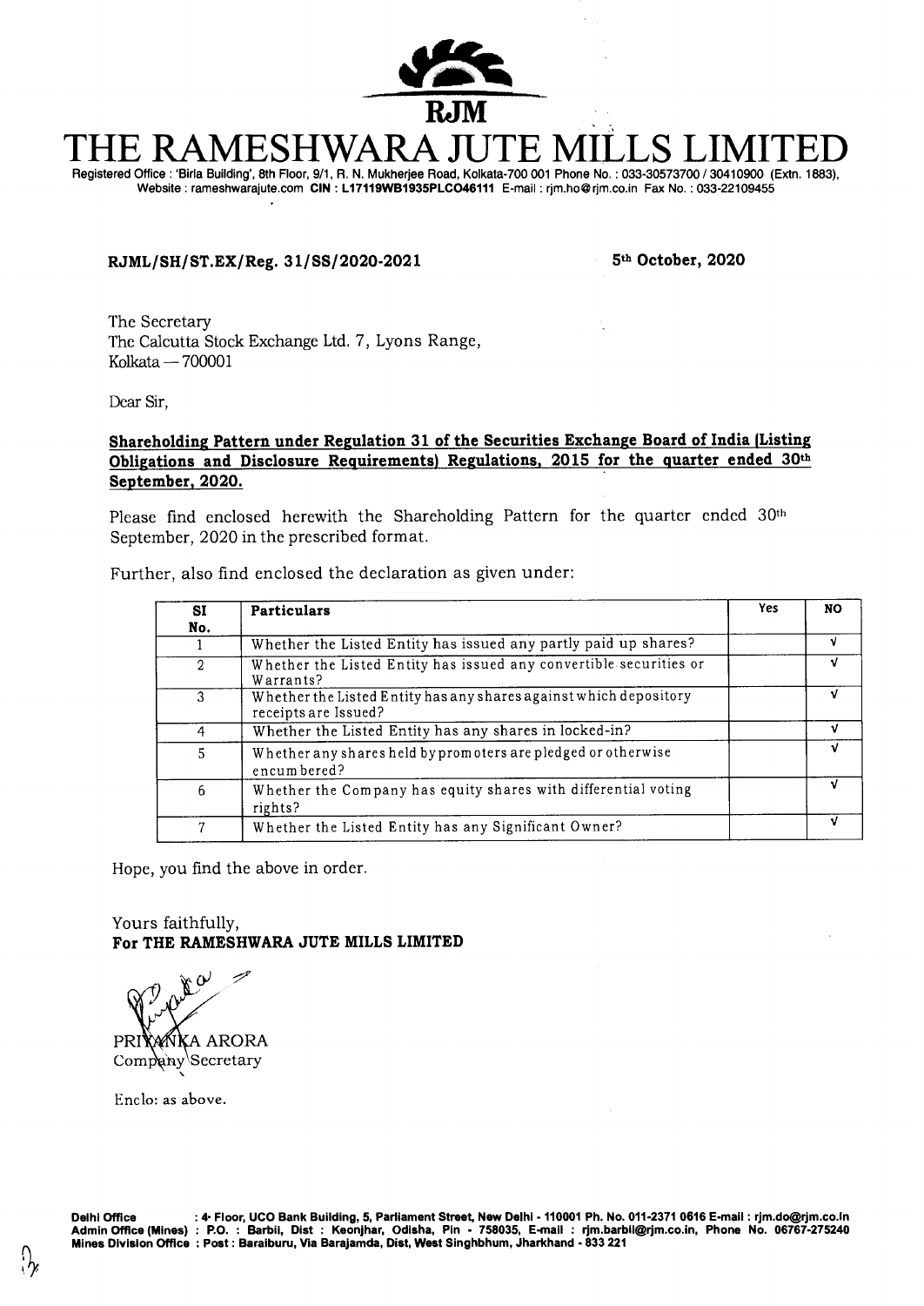RJM

# THE RAMESHWARA JUTE MILLS LIMITED

Registered Office : 'Birla Building', 8th Floor, 9/1, R. N. Mukherjee Road, Kolkata-700 001 Phone No. : 033-30573700 / 30410900 (Extn. 1883), Website : rameshwarajute.com **CIN : L17119WB1935PLCO46111** E-mail : rjm.ho@rjm.co.in Fax No. : 033-22109455

**RJML/SH/ST.EX/Reg. 31/SS/2020-2021** **5th October, 2020**

The Secretary
The Calcutta Stock Exchange Ltd. 7, Lyons Range,
Kolkata — 700001

Dear Sir,

**Shareholding Pattern under Regulation 31 of the Securities Exchange Board of India (Listing Obligations and Disclosure Requirements) Regulations, 2015 for the quarter ended 30th September, 2020.**

Please find enclosed herewith the Shareholding Pattern for the quarter ended 30th September, 2020 in the prescribed format.

Further, also find enclosed the declaration as given under:

| SI No. | Particulars | Yes | NO |
|---|---|---|---|
| 1 | Whether the Listed Entity has issued any partly paid up shares? | | √ |
| 2 | Whether the Listed Entity has issued any convertible securities or Warrants? | | √ |
| 3 | Whether the Listed Entity has any shares against which depository receipts are Issued? | | √ |
| 4 | Whether the Listed Entity has any shares in locked-in? | | √ |
| 5 | Whether any shares held by promoters are pledged or otherwise encumbered? | | √ |
| 6 | Whether the Company has equity shares with differential voting rights? | | √ |
| 7 | Whether the Listed Entity has any Significant Owner? | | √ |

Hope, you find the above in order.

Yours faithfully,
**For THE RAMESHWARA JUTE MILLS LIMITED**

PRIYANKA ARORA
Company Secretary

Enclo: as above.

**Delhi Office** : 4th Floor, UCO Bank Building, 5, Parliament Street, New Delhi - 110001 Ph. No. 011-2371 0616 E-mail : rjm.do@rjm.co.in
**Admin Office (Mines)** : P.O. : Barbil, Dist : Keonjhar, Odisha, Pin - 758035, E-mail : rjm.barbil@rjm.co.in, Phone No. 06767-275240
**Mines Division Office** : Post : Baraiburu, Via Barajamda, Dist, West Singhbhum, Jharkhand - 833 221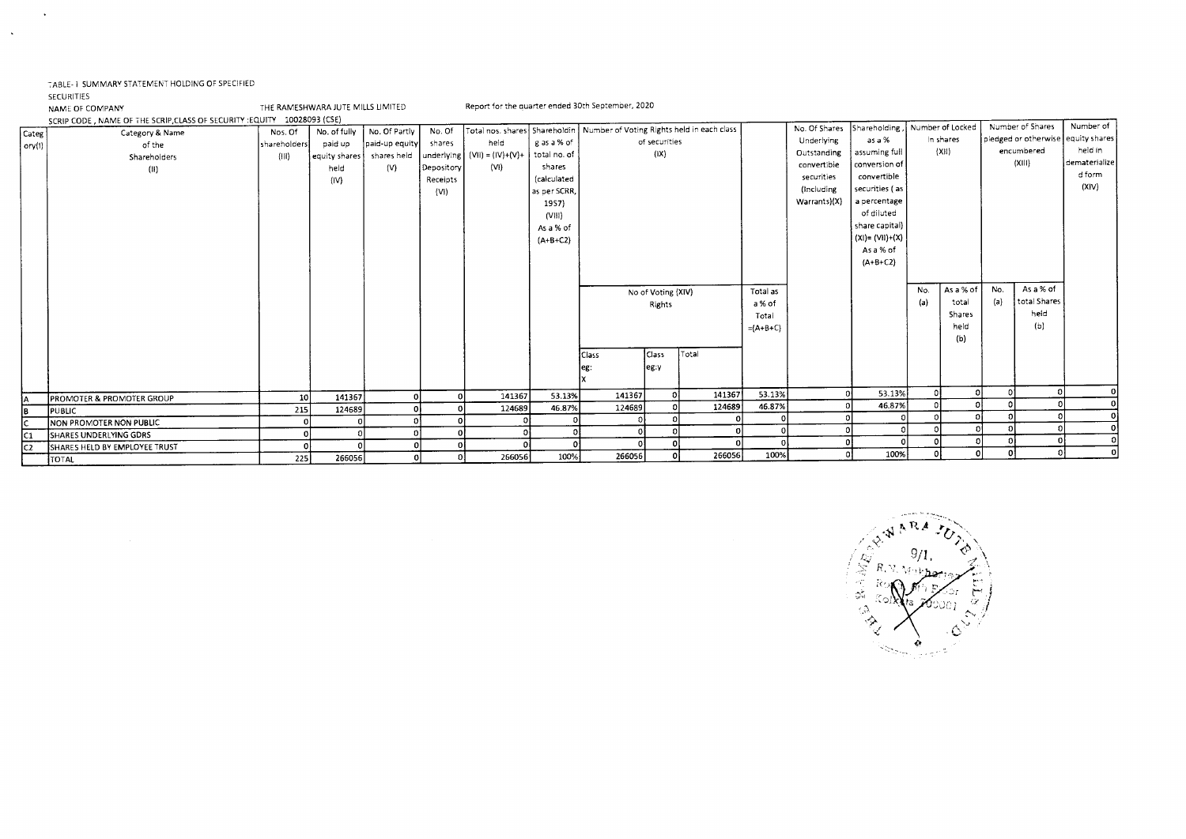TABLE- I SUMMARY STATEMENT HOLDING OF SPECIFIED SECURITIES

NAME OF COMPANY THE RAMESHWARA JUTE MILLS LIMITED Report for the quarter ended 30th September, 2020

SCRIP CODE , NAME OF THE SCRIP,CLASS OF SECURITY :EQUITY 10028093 (CSE)

| Category (I) | Category & Name of the Shareholders (II) | Nos. Of shareholders (III) | No. of fully paid up equity shares held (IV) | No. Of Partly paid-up equity shares held (V) | No. Of shares underlying Depository Receipts (VI) | Total nos. shares held (VII) = (IV)+(V)+ (VI) | Shareholding as a % of total no. of shares (calculated as per SCRR, 1957) (VIII) As a % of (A+B+C2) | Number of Voting Rights held in each class of securities (IX) | | | | No. Of Shares Underlying Outstanding convertible securities (Including Warrants)(X) | Shareholding , as a % assuming full conversion of convertible securities ( as a percentage of diluted share capital) (XI)= (VII)+(X) As a % of (A+B+C2) | Number of Locked in shares (XII) | | Number of Shares pledged or otherwise encumbered (XIII) | | Number of equity shares held in dematerialized form (XIV) |
|---|---|---|---|---|---|---|---|---|---|---|---|---|---|---|---|---|---|---|
| | | | | | | | | No of Voting (XIV) Rights | | | Total as a % of Total =(A+B+C) | | | No. (a) | As a % of total Shares held (b) | No. (a) | As a % of total Shares held (b) | |
| | | | | | | | | Class eg: X | Class eg:y | Total | | | | | | | | |
| A | PROMOTER & PROMOTER GROUP | 10 | 141367 | 0 | 0 | 141367 | 53.13% | 141367 | 0 | 141367 | 53.13% | 0 | 53.13% | 0 | 0 | 0 | 0 | 0 |
| B | PUBLIC | 215 | 124689 | 0 | 0 | 124689 | 46.87% | 124689 | 0 | 124689 | 46.87% | 0 | 46.87% | 0 | 0 | 0 | 0 | 0 |
| C | NON PROMOTER NON PUBLIC | 0 | 0 | 0 | 0 | 0 | 0 | 0 | 0 | 0 | 0 | 0 | 0 | 0 | 0 | 0 | 0 | 0 |
| C1 | SHARES UNDERLYING GDRS | 0 | 0 | 0 | 0 | 0 | 0 | 0 | 0 | 0 | 0 | 0 | 0 | 0 | 0 | 0 | 0 | 0 |
| C2 | SHARES HELD BY EMPLOYEE TRUST | 0 | 0 | 0 | 0 | 0 | 0 | 0 | 0 | 0 | 0 | 0 | 0 | 0 | 0 | 0 | 0 | 0 |
| | TOTAL | 225 | 266056 | 0 | 0 | 266056 | 100% | 266056 | 0 | 266056 | 100% | 0 | 100% | 0 | 0 | 0 | 0 | 0 |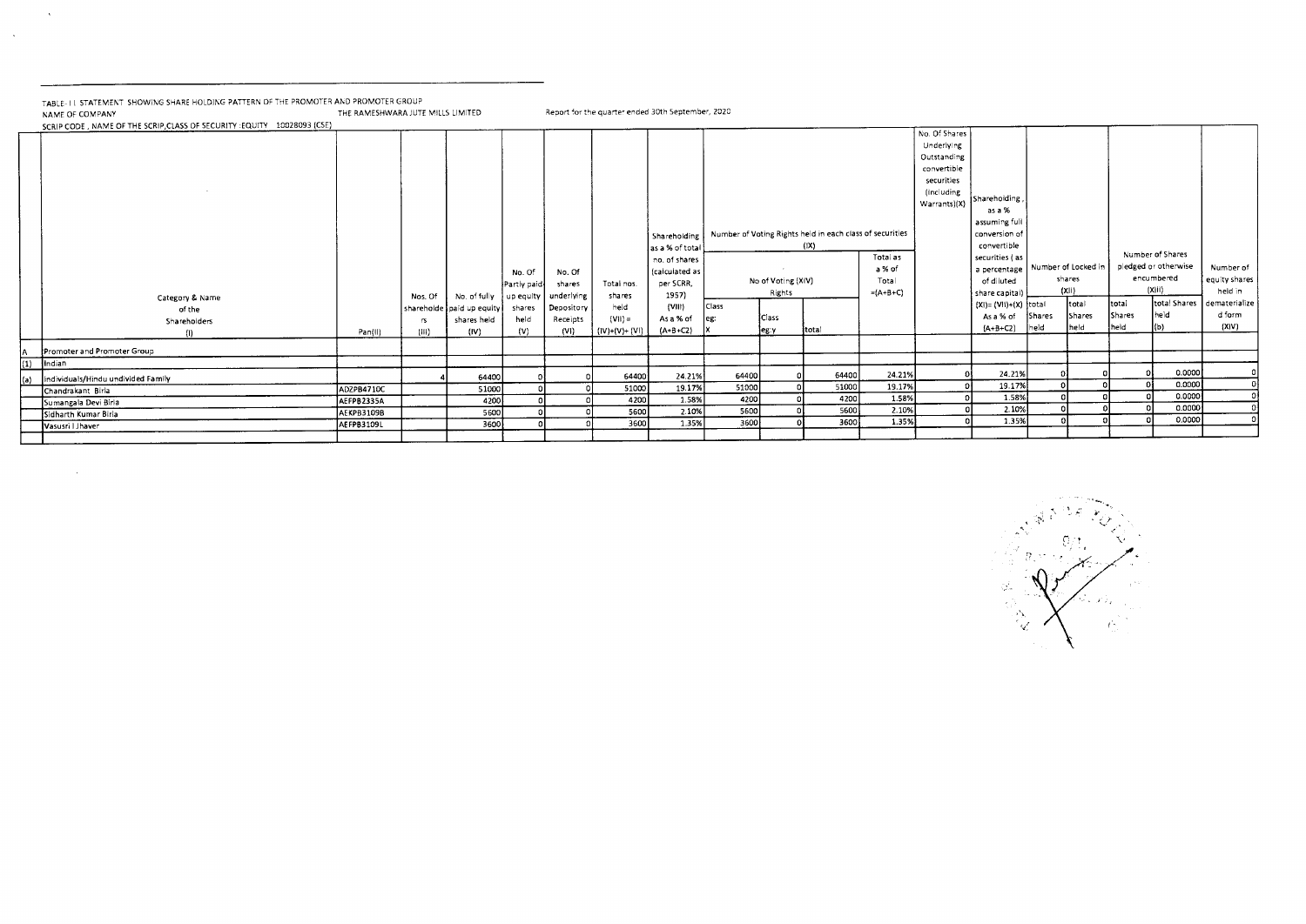TABLE - I I STATEMENT SHOWING SHARE HOLDING PATTERN OF THE PROMOTER AND PROMOTER GROUP

NAME OF COMPANY THE RAMESHWARA JUTE MILLS LIMITED Report for the quarter ended 30th September, 2020

SCRIP CODE , NAME OF THE SCRIP,CLASS OF SECURITY :EQUITY 10028093 (CSE)

| | Category & Name of the Shareholders (I) | Pan(II) | Nos. Of shareholders (III) | No. of fully paid up equity shares held (IV) | No. Of Partly paid-up equity shares held (V) | No. Of shares underlying Depository Receipts (VI) | Total nos. shares held (VII) = (IV)+(V)+(VI) | Shareholding as a % of total no. of shares (calculated as per SCRR, 1957) (VIII) As a % of (A+B+C2) | Number of Voting Rights held in each class of securities (IX) | | | | No. Of Shares Underlying Outstanding convertible securities (including Warrants)(X) | Shareholding, as a % assuming full conversion of convertible securities (as a percentage of diluted share capital) (XI)= (VII)+(X) As a % of (A+B+C2) | Number of Locked in shares (XII) | | Number of Shares pledged or otherwise encumbered (XIII) | | Number of equity shares held in dematerialized form (XIV) |
|---|---|---|---|---|---|---|---|---|---|---|---|---|---|---|---|---|---|---|---|
| | | | | | | | | | No of Voting (XIV) Rights | | | Total as a % of Total =(A+B+C) | | | | | | | |
| | | | | | | | | | Class eg: X | Class eg:y | total | | | | total Shares held | total Shares held | total Shares held | total Shares held (b) | |
| A | Promoter and Promoter Group | | | | | | | | | | | | | | | | | | |
| (1) | Indian | | | | | | | | | | | | | | | | | | |
| (a) | Individuals/Hindu undivided Family | | 4 | 64400 | 0 | 0 | 64400 | 24.21% | 64400 | 0 | 64400 | 24.21% | 0 | 24.21% | 0 | 0 | 0 | 0.0000 | 0 |
| | Chandrakant Birla | ADZPB4710C | | 51000 | 0 | 0 | 51000 | 19.17% | 51000 | 0 | 51000 | 19.17% | 0 | 19.17% | 0 | 0 | 0 | 0.0000 | 0 |
| | Sumangala Devi Birla | AEFPB2335A | | 4200 | 0 | 0 | 4200 | 1.58% | 4200 | 0 | 4200 | 1.58% | 0 | 1.58% | 0 | 0 | 0 | 0.0000 | 0 |
| | Sidharth Kumar Birla | AEKPB3109B | | 5600 | 0 | 0 | 5600 | 2.10% | 5600 | 0 | 5600 | 2.10% | 0 | 2.10% | 0 | 0 | 0 | 0.0000 | 0 |
| | Vasusri I Jhaver | AEFPB3109L | | 3600 | 0 | 0 | 3600 | 1.35% | 3600 | 0 | 3600 | 1.35% | 0 | 1.35% | 0 | 0 | 0 | 0.0000 | 0 |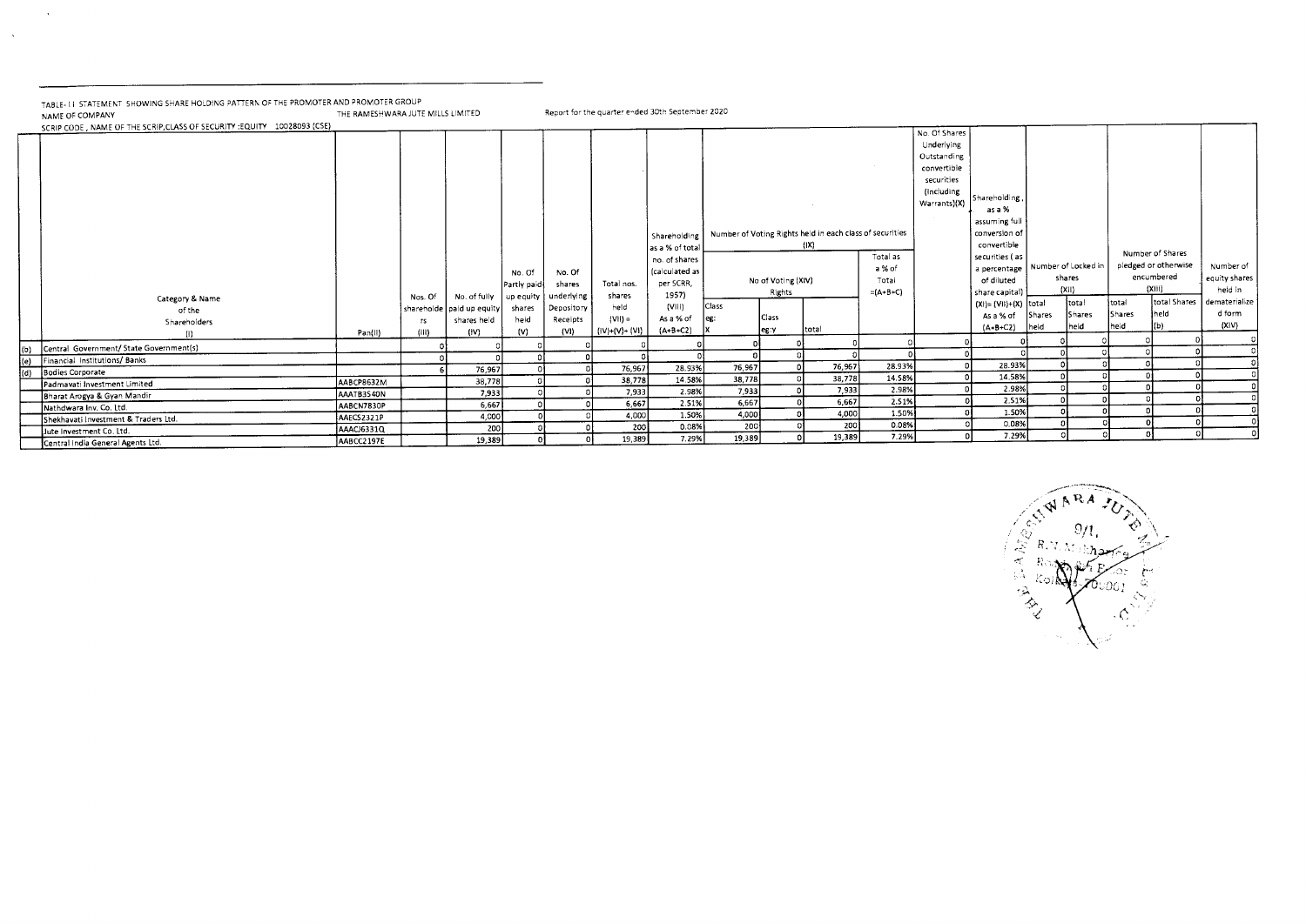TABLE- I I STATEMENT SHOWING SHARE HOLDING PATTERN OF THE PROMOTER AND PROMOTER GROUP

NAME OF COMPANY THE RAMESHWARA JUTE MILLS LIMITED Report for the quarter ended 30th September 2020

SCRIP CODE , NAME OF THE SCRIP,CLASS OF SECURITY :EQUITY 10028093 (CSE)

| | Category & Name of the Shareholders (I) | Pan(II) | Nos. Of shareholders (III) | No. of fully paid up equity shares held (IV) | No. Of Partly paid-up equity shares held (V) | No. Of shares underlying Depository Receipts (VI) | Total nos. shares held (VII) = (IV)+(V)+ (VI) | Shareholding as a % of total no. of shares (calculated as per SCRR, 1957) (VIII) As a % of (A+B+C2) | Number of Voting Rights held in each class of securities (IX) | | | | No. Of Shares Underlying Outstanding convertible securities (Including Warrants)(X) | Shareholding , as a % assuming full conversion of convertible securities ( as a percentage of diluted share capital) (XI)= (VII)+(X) As a % of (A+B+C2) | Number of Locked in shares (XII) | | Number of Shares pledged or otherwise encumbered (XIII) | | Number of equity shares held in dematerialized form (XIV) |
|---|---|---|---|---|---|---|---|---|---|---|---|---|---|---|---|---|---|---|---|
| | | | | | | | | | No of Voting (XIV) Rights | | | Total as a % of Total =(A+B+C) | | | | | | | |
| | | | | | | | | | Class eg: X | Class eg:y | total | | | | total Shares held | total Shares held | total Shares held | total Shares held (b) | |
| (b) | Central Government/ State Government(s) | | 0 | 0 | 0 | 0 | 0 | 0 | 0 | 0 | 0 | 0 | 0 | 0 | 0 | 0 | 0 | 0 | 0 |
| (c) | Financial Institutions/ Banks | | 0 | 0 | 0 | 0 | 0 | 0 | 0 | 0 | 0 | 0 | 0 | 0 | 0 | 0 | 0 | 0 | 0 |
| (d) | Bodies Corporate | | 6 | 76,967 | 0 | 0 | 76,967 | 28.93% | 76,967 | 0 | 76,967 | 28.93% | 0 | 28.93% | 0 | 0 | 0 | 0 | 0 |
| | Padmavati Investment Limited | AABCP8632M | | 38,778 | 0 | 0 | 38,778 | 14.58% | 38,778 | 0 | 38,778 | 14.58% | 0 | 14.58% | 0 | 0 | 0 | 0 | 0 |
| | Bharat Arogya & Gyan Mandir | AAATB3540N | | 7,933 | 0 | 0 | 7,933 | 2.98% | 7,933 | 0 | 7,933 | 2.98% | 0 | 2.98% | 0 | 0 | 0 | 0 | 0 |
| | Nathdwara Inv. Co. Ltd. | AABCN7830P | | 6,667 | 0 | 0 | 6,667 | 2.51% | 6,667 | 0 | 6,667 | 2.51% | 0 | 2.51% | 0 | 0 | 0 | 0 | 0 |
| | Shekhavati Investment & Traders Ltd. | AAECS2321P | | 4,000 | 0 | 0 | 4,000 | 1.50% | 4,000 | 0 | 4,000 | 1.50% | 0 | 1.50% | 0 | 0 | 0 | 0 | 0 |
| | Jute Investment Co. Ltd. | AAACJ6331Q | | 200 | 0 | 0 | 200 | 0.08% | 200 | 0 | 200 | 0.08% | 0 | 0.08% | 0 | 0 | 0 | 0 | 0 |
| | Central India General Agents Ltd. | AABCC2197E | | 19,389 | 0 | 0 | 19,389 | 7.29% | 19,389 | 0 | 19,389 | 7.29% | 0 | 7.29% | 0 | 0 | 0 | 0 | 0 |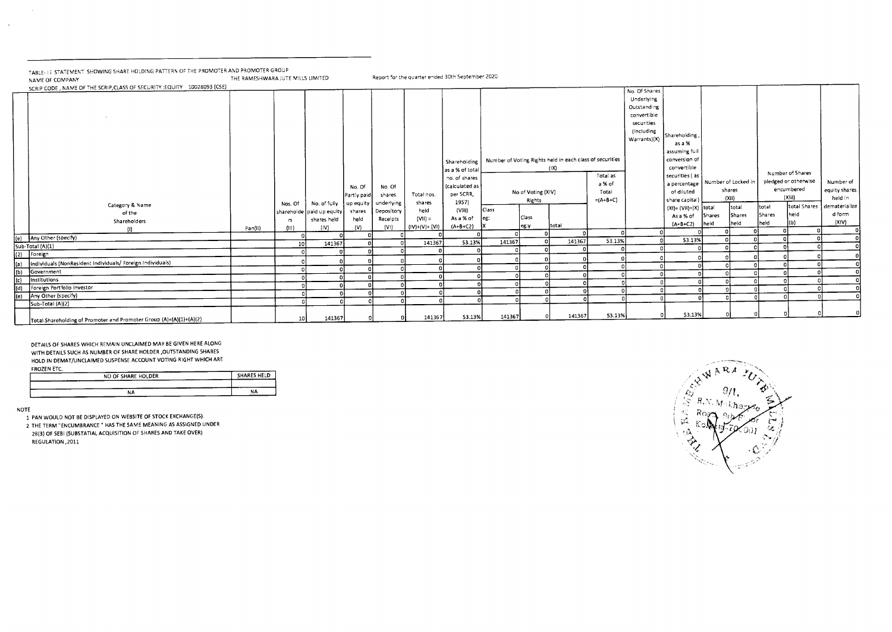TABLE- I I STATEMENT SHOWING SHARE HOLDING PATTERN OF THE PROMOTER AND PROMOTER GROUP

NAME OF COMPANY THE RAMESHWARA JUTE MILLS LIMITED Report for the quarter ended 30th September 2020

SCRIP CODE , NAME OF THE SCRIP,CLASS OF SECURITY :EQUITY 10028093 (CSE)

| | Category & Name of the Shareholders (I) | Pan(II) | Nos. Of shareholders (III) | No. of fully paid up equity shares held (IV) | No. Of Partly paid up equity shares held (V) | No. Of shares underlying Depository Receipts (VI) | Total nos. shares held (VII) = (IV)+(V)+ (VI) | Shareholding as a % of total no. of shares (calculated as per SCRR, 1957) (VIII) As a % of (A+B+C2) | Number of Voting Rights held in each class of securities (IX) | | | | No. Of Shares Underlying Outstanding convertible securities (including Warrants)(X) | Shareholding , as a % assuming full conversion of convertible securities ( as a percentage of diluted share capital) (XI)= (VII)+(X) As a % of (A+B+C2) | Number of Locked in shares (XII) | | Number of Shares pledged or otherwise encumbered (XIII) | | Number of equity shares held in dematerialized form (XIV) |
|---|---|---|---|---|---|---|---|---|---|---|---|---|---|---|---|---|---|---|---|
| | | | | | | | | | No of Voting (XIV) Rights | | | Total as a % of Total =(A+B+C) | | | | | | | |
| | | | | | | | | | Class eg: X | Class eg:y | total | | | | total Shares held | total Shares held | total Shares held | total Shares held (b) | |
| (e) | Any Other (specify) | | 0 | 0 | 0 | 0 | 0 | 0 | 0 | 0 | 0 | 0 | 0 | 0 | 0 | 0 | 0 | 0 | 0 |
| | Sub-Total (A)(1) | | 10 | 141367 | 0 | 0 | 141367 | 53.13% | 141367 | 0 | 141367 | 53.13% | 0 | 53.13% | 0 | 0 | 0 | 0 | 0 |
| (2) | Foreign | | 0 | 0 | 0 | 0 | 0 | 0 | 0 | 0 | 0 | 0 | 0 | 0 | 0 | 0 | 0 | 0 | 0 |
| (a) | Individuals (NonResident Individuals/ Foreign Individuals) | | 0 | 0 | 0 | 0 | 0 | 0 | 0 | 0 | 0 | 0 | 0 | 0 | 0 | 0 | 0 | 0 | 0 |
| (b) | Government | | 0 | 0 | 0 | 0 | 0 | 0 | 0 | 0 | 0 | 0 | 0 | 0 | 0 | 0 | 0 | 0 | 0 |
| (c) | Institutions | | 0 | 0 | 0 | 0 | 0 | 0 | 0 | 0 | 0 | 0 | 0 | 0 | 0 | 0 | 0 | 0 | 0 |
| (d) | Foreign Portfolio Investor | | 0 | 0 | 0 | 0 | 0 | 0 | 0 | 0 | 0 | 0 | 0 | 0 | 0 | 0 | 0 | 0 | 0 |
| (e) | Any Other (specify) | | 0 | 0 | 0 | 0 | 0 | 0 | 0 | 0 | 0 | 0 | 0 | 0 | 0 | 0 | 0 | 0 | 0 |
| | Sub-Total (A)(2) | | 0 | 0 | 0 | 0 | 0 | 0 | 0 | 0 | 0 | 0 | 0 | 0 | 0 | 0 | 0 | 0 | 0 |
| | Total Shareholding of Promoter and Promoter Group (A)=(A)(1)+(A)(2) | | 10 | 141367 | 0 | 0 | 141367 | 53.13% | 141367 | 0 | 141367 | 53.13% | 0 | 53.13% | 0 | 0 | 0 | 0 | 0 |

DETAILS OF SHARES WHICH REMAIN UNCLAIMED MAY BE GIVEN HERE ALONG WITH DETAILS SUCH AS NUMBER OF SHARE HOLDER ,OUTSTANDING SHARES HOLD IN DEMAT/UNCLAIMED SUSPENSE ACCOUNT VOTING RIGHT WHICH ARE FROZEN ETC.

| NO OF SHARE HOLDER | SHARES HELD |
|---|---|
| NA | NA |

NOTE

1 PAN WOULD NOT BE DISPLAYED ON WEBSITE OF STOCK EXCHANGE(S).

2 THE TERM "ENCUMBRANCE " HAS THE SAME MEANING AS ASSIGNED UNDER 28(3) OF SEBI (SUBSTATIAL ACQUISITION OF SHARES AND TAKE OVER) REGULATION ,2011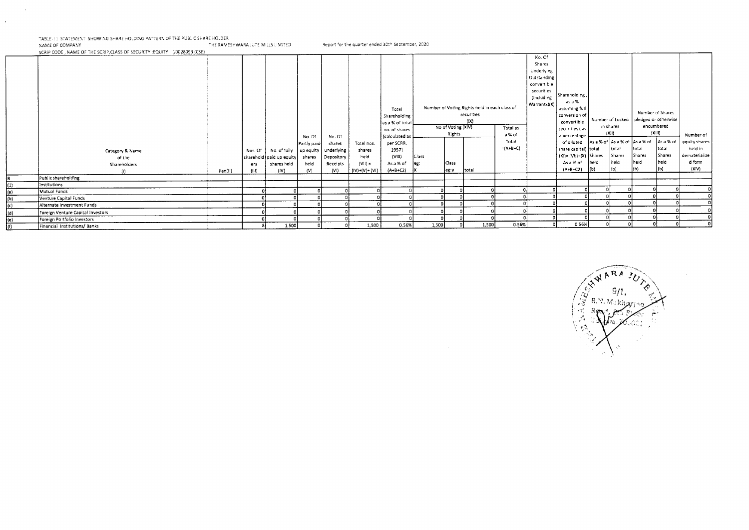TABLE-III STATEMENT SHOWING SHARE HOLDING PATTERN OF THE PUBLIC SHARE HOLDER

NAME OF COMPANY THE RAMESHWARA JUTE MILLS LIMITED Report for the quarter ended 30th September, 2020

SCRIP CODE , NAME OF THE SCRIP,CLASS OF SECURITY :EQUITY 10028093 (CSE)

| | Category & Name of the Shareholders (I) | Pan(II) | Nos. Of shareholders (III) | No. of fully paid up equity shares held (IV) | No. Of Partly paid-up equity shares held (V) | No. Of shares underlying Depository Receipts (VI) | Total nos. shares held (VII) = (IV)+(V)+ (VI) | Total Shareholding as a % of total no. of shares (calculated as per SCRR, 1957) (VIII) As a % of (A+B+C2) | Number of Voting Rights held in each class of securities (IX) No of Voting (XIV) Rights Class eg: X | Class eg:y | total | Total as a % of Total =(A+B+C) | No. Of Shares Underlying Outstanding convertible securities (Including Warrants)(X) | Shareholding , as a % assuming full conversion of convertible securities ( as a percentage of diluted share capital) (XI)= (VII)+(X) As a % of (A+B+C2) | Number of Locked in shares (XII) As a % of total Shares held (b) | As a % of total Shares held (b) | Number of Shares pledged or otherwise encumbered (XIII) As a % of total Shares held (b) | As a % of total Shares held (b) | Number of equity shares held in dematerialize d form (XIV) |
|---|---|---|---|---|---|---|---|---|---|---|---|---|---|---|---|---|---|---|---|
| B | Public shareholding | | | | | | | | | | | | | | | | | | |
| (1) | Institutions | | | | | | | | | | | | | | | | | | |
| (a) | Mutual Funds | | 0 | 0 | 0 | 0 | 0 | 0 | 0 | 0 | 0 | 0 | 0 | 0 | 0 | 0 | 0 | 0 | 0 |
| (b) | Venture Capital Funds | | 0 | 0 | 0 | 0 | 0 | 0 | 0 | 0 | 0 | 0 | 0 | 0 | 0 | 0 | 0 | 0 | 0 |
| (c) | Alternate Investment Funds | | 0 | 0 | 0 | 0 | 0 | 0 | 0 | 0 | 0 | 0 | 0 | 0 | 0 | 0 | 0 | 0 | 0 |
| (d) | Foreign Venture Capital Investors | | 0 | 0 | 0 | 0 | 0 | 0 | 0 | 0 | 0 | 0 | 0 | 0 | 0 | 0 | 0 | 0 | 0 |
| (e) | Foreign Portfolio Investors | | 0 | 0 | 0 | 0 | 0 | 0 | 0 | 0 | 0 | 0 | 0 | 0 | 0 | 0 | 0 | 0 | 0 |
| (f) | Financial Institutions/ Banks | | 8 | 1,500 | 0 | 0 | 1,500 | 0.56% | 1,500 | 0 | 1,500 | 0.56% | 0 | 0.56% | 0 | 0 | 0 | 0 | 0 |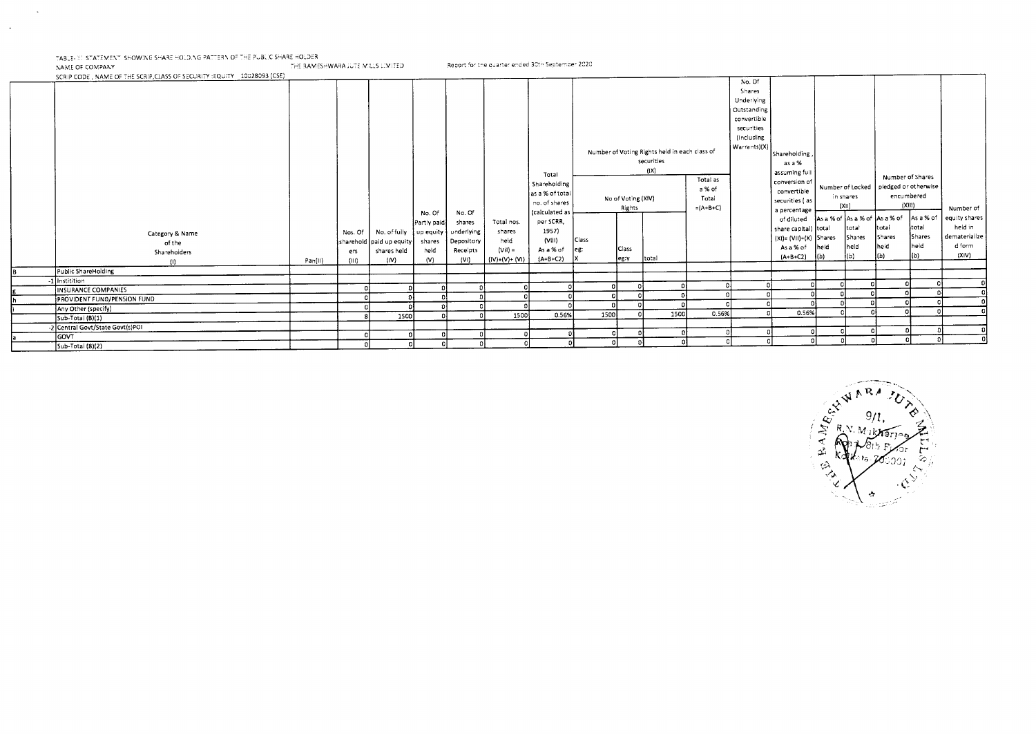TABLE- III STATEMENT SHOWING SHARE HOLDING PATTERN OF THE PUBLIC SHARE HOLDER

NAME OF COMPANY THE RAMESHWARA JUTE MILLS LIMITED Report for the quarter ended 30th September 2020

SCRIP CODE , NAME OF THE SCRIP,CLASS OF SECURITY :EQUITY 10028093 (CSE)

| | Category & Name of the Shareholders (I) | Pan(II) | Nos. Of shareholders (III) | No. of fully paid up equity shares held (IV) | No. Of Partly paid-up equity shares held (V) | No. Of shares underlying Depository Receipts (VI) | Total nos. shares held (VII) = (IV)+(V)+ (VI) | Total Shareholding as a % of total no. of shares (calculated as per SCRR, 1957) (VIII) As a % of (A+B+C2) | Number of Voting Rights held in each class of securities (IX) No of Voting (XIV) Rights Class eg: X | Class eg:y | total | Total as a % of Total =(A+B+C) | No. Of Shares Underlying Outstanding convertible securities (Including Warrants)(X) | Shareholding , as a % assuming full conversion of convertible securities ( as a percentage of diluted share capital) (XI)= (VII)+(X) As a % of (A+B+C2) | Number of Locked in shares (XII) As a % of total Shares held (b) | As a % of total Shares held (b) | Number of Shares pledged or otherwise encumbered (XIII) As a % of total Shares held (b) | As a % of total Shares held (b) | Number of equity shares held in dematerialized form (XIV) |
|---|---|---|---|---|---|---|---|---|---|---|---|---|---|---|---|---|---|---|---|
| B | Public ShareHolding | | | | | | | | | | | | | | | | | | |
| -1 | Institition | | | | | | | | | | | | | | | | | | |
| g | INSURANCE COMPANIES | | 0 | 0 | 0 | 0 | 0 | 0 | 0 | 0 | 0 | 0 | 0 | 0 | 0 | 0 | 0 | 0 | 0 |
| h | PROVIDENT FUND/PENSION FUND | | 0 | 0 | 0 | 0 | 0 | 0 | 0 | 0 | 0 | 0 | 0 | 0 | 0 | 0 | 0 | 0 | 0 |
| i | Any Other (specify) | | 0 | 0 | 0 | 0 | 0 | 0 | 0 | 0 | 0 | 0 | 0 | 0 | 0 | 0 | 0 | 0 | 0 |
| | Sub-Total (B)(1) | | 8 | 1500 | 0 | 0 | 1500 | 0.56% | 1500 | 0 | 1500 | 0.56% | 0 | 0.56% | 0 | 0 | 0 | 0 | 0 |
| -2 | Central Govt/State Govt(s)POI | | | | | | | | | | | | | | | | | | |
| a | GOVT | | 0 | 0 | 0 | 0 | 0 | 0 | 0 | 0 | 0 | 0 | 0 | 0 | 0 | 0 | 0 | 0 | 0 |
| | Sub-Total (B)(2) | | 0 | 0 | 0 | 0 | 0 | 0 | 0 | 0 | 0 | 0 | 0 | 0 | 0 | 0 | 0 | 0 | 0 |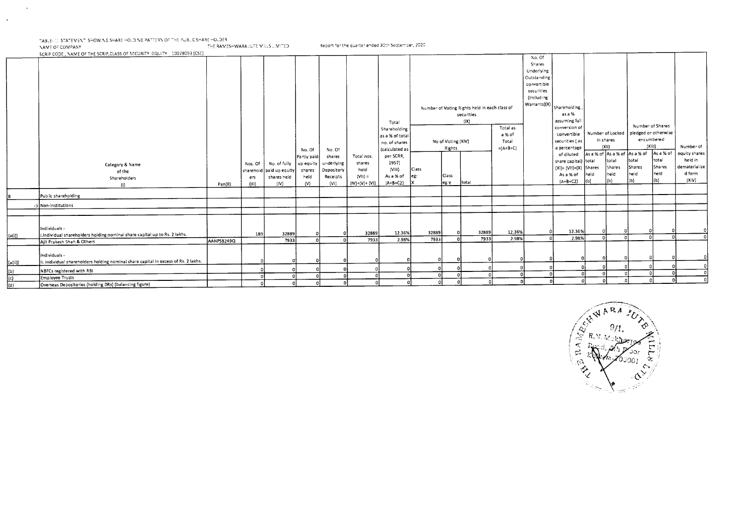TABLE-III STATEMENT SHOWING SHARE HOLDING PATTERN OF THE PUBLIC SHAREHOLDER

NAME OF COMPANY THE RAMESHWARA JUTE MILLS LIMITED Report for the quarter ended 30th September, 2020

SCRIP CODE , NAME OF THE SCRIP,CLASS OF SECURITY :EQUITY 10028093 (CSE)

| | Category & Name of the Shareholders (I) | Pan(II) | Nos. Of shareholders (III) | No. of fully paid up equity shares held (IV) | No. Of Partly paid up equity shares held (V) | No. Of shares underlying Depository Receipts (VI) | Total nos. shares held (VII) = (IV)+(V)+ (VI) | Total Shareholding as a % of total no. of shares (calculated as per SCRR, 1957) (VIII) As a % of (A+B+C2) | Number of Voting Rights held in each class of securities (IX) | | | | No. Of Shares Underlying Outstanding convertible securities (Including Warrants)(X) | Shareholding , as a % assuming full conversion of convertible securities ( as a percentage of diluted share capital) (XI)= (VII)+(X) As a % of (A+B+C2) | Number of Locked in shares (XII) | | Number of Shares pledged or otherwise encumbered (XIII) | | Number of equity shares held in dematerialized form (XIV) |
|---|---|---|---|---|---|---|---|---|---|---|---|---|---|---|---|---|---|---|---|
| | | | | | | | | | No of Voting (XIV) Rights | | | Total as a % of Total =(A+B+C) | | | | | | | |
| | | | | | | | | | Class eg: X | Class eg:y | total | | | | As a % of total Shares held (b) | As a % of total Shares held (b) | As a % of total Shares held (b) | As a % of total Shares held (b) | |
| B | Public shareholding | | | | | | | | | | | | | | | | | | |
| -3 | Non-Institutions | | | | | | | | | | | | | | | | | | |
| (a(i)) | Individuals - i.Individual shareholders holding nominal share capital up to Rs. 2 lakhs. | | 189 | 32889 | 0 | 0 | 32889 | 12.36% | 32889 | 0 | 32889 | 12.36% | 0 | 12.36% | 0 | 0 | 0 | 0 | 0 |
| | Ajit Prakash Shah & Others | AANPS8249Q | | 7933 | 0 | 0 | 7933 | 2.98% | 7933 | 0 | 7933 | 2.98% | 0 | 2.98% | 0 | 0 | 0 | 0 | 0 |
| (a(ii)) | Individuals - ii. Individual shareholders holding nominal share capital in excess of Rs. 2 lakhs. | | 0 | 0 | 0 | 0 | 0 | 0 | 0 | 0 | 0 | 0 | 0 | 0 | 0 | 0 | 0 | 0 | 0 |
| (b) | NBFCs registered with RBI | | 0 | 0 | 0 | 0 | 0 | 0 | 0 | 0 | 0 | 0 | 0 | 0 | 0 | 0 | 0 | 0 | 0 |
| (c) | Employee Trusts | | 0 | 0 | 0 | 0 | 0 | 0 | 0 | 0 | 0 | 0 | 0 | 0 | 0 | 0 | 0 | 0 | 0 |
| (d) | Overseas Depositories (holding DRs) (balancing figure) | | 0 | 0 | 0 | 0 | 0 | 0 | 0 | 0 | 0 | 0 | 0 | 0 | 0 | 0 | 0 | 0 | 0 |

THE RAMESHWARA JUTE MILLS LTD. 9/1, R.N. Mukherjee Road, 5th Floor Kolkata-700001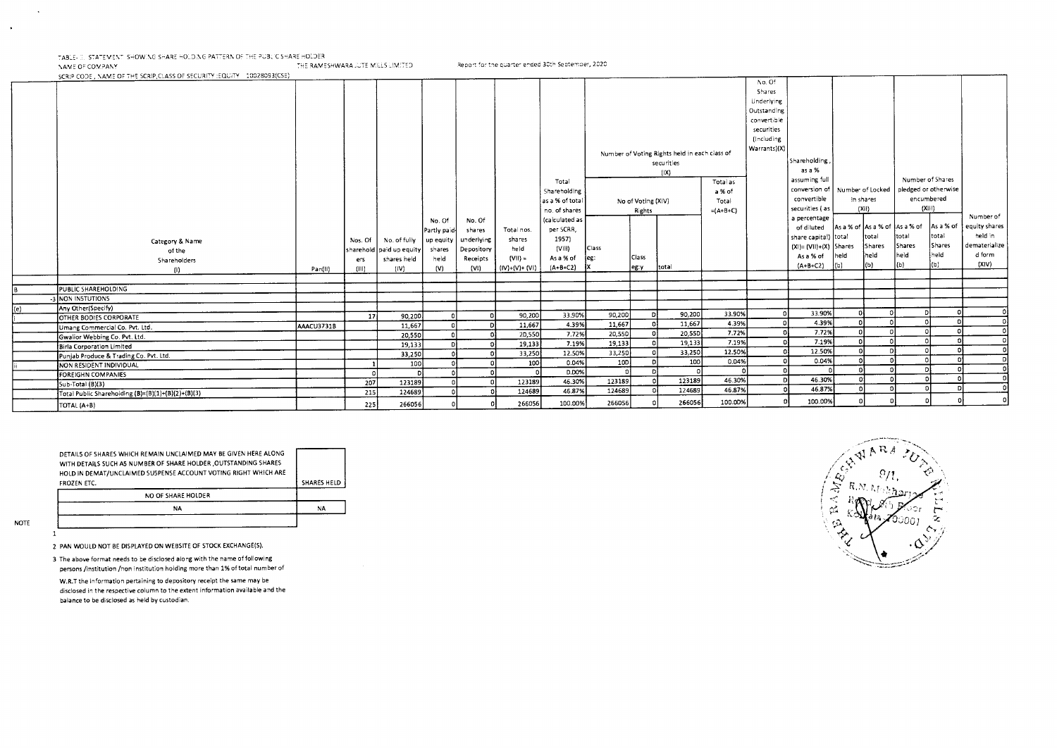TABLE - III STATEMENT SHOWING SHAREHOLDING PATTERN OF THE PUBLIC SHAREHOLDER

NAME OF COMPANY THE RAMESHWARA JUTE MILLS LIMITED Report for the quarter ended 30th September, 2020

SCRIP CODE, NAME OF THE SCRIP,CLASS OF SECURITY :EQUITY 10028093(CSE)

| | Category & Name of the Shareholders (I) | Pan(II) | Nos. Of shareholders (III) | No. of fully paid up equity shares held (IV) | No. Of Partly paid-up equity shares held (V) | No. Of shares underlying Depository Receipts (VI) | Total nos. shares held (VII) = (IV)+(V)+ (VI) | Total Shareholding as a % of total no. of shares (calculated as per SCRR, 1957) (VIII) As a % of (A+B+C2) | Number of Voting Rights held in each class of securities (IX) | | | | No. Of Shares Underlying Outstanding convertible securities (Including Warrants)(X) | Shareholding, as a % assuming full conversion of convertible securities (as a percentage of diluted share capital) (XI)= (VII)+(X) As a % of (A+B+C2) | Number of Locked in shares (XII) | | Number of Shares pledged or otherwise encumbered (XIII) | | Number of equity shares held in dematerialized form (XIV) |
|---|---|---|---|---|---|---|---|---|---|---|---|---|---|---|---|---|---|---|---|
| | | | | | | | | | No of Voting (XIV) Rights | | | Total as a % of Total =(A+B+C) | | | | | | | |
| | | | | | | | | | Class eg: X | Class eg:y | total | | | | As a % of total Shares held (b) | As a % of total Shares held (b) | As a % of total Shares held (b) | As a % of total Shares held (b) | |
| B | PUBLIC SHAREHOLDING | | | | | | | | | | | | | | | | | | |
| -3 | NON INSTUTIONS | | | | | | | | | | | | | | | | | | |
| (e) | Any Other(Specify) | | | | | | | | | | | | | | | | | | |
| i | OTHER BODIES CORPORATE | | 17 | 90,200 | 0 | 0 | 90,200 | 33.90% | 90,200 | 0 | 90,200 | 33.90% | 0 | 33.90% | 0 | 0 | 0 | 0 | 0 |
| | Umang Commercial Co. Pvt. Ltd. | AAACU3731B | | 11,667 | 0 | 0 | 11,667 | 4.39% | 11,667 | 0 | 11,667 | 4.39% | 0 | 4.39% | 0 | 0 | 0 | 0 | 0 |
| | Gwalior Webbing Co. Pvt. Ltd. | | | 20,550 | 0 | 0 | 20,550 | 7.72% | 20,550 | 0 | 20,550 | 7.72% | 0 | 7.72% | 0 | 0 | 0 | 0 | 0 |
| | Birla Corporation Limited | | | 19,133 | 0 | 0 | 19,133 | 7.19% | 19,133 | 0 | 19,133 | 7.19% | 0 | 7.19% | 0 | 0 | 0 | 0 | 0 |
| | Punjab Produce & Trading Co. Pvt. Ltd. | | | 33,250 | 0 | 0 | 33,250 | 12.50% | 33,250 | 0 | 33,250 | 12.50% | 0 | 12.50% | 0 | 0 | 0 | 0 | 0 |
| ii | NON RESIDENT INDIVIDUAL | | 1 | 100 | 0 | 0 | 100 | 0.04% | 100 | 0 | 100 | 0.04% | 0 | 0.04% | 0 | 0 | 0 | 0 | 0 |
| | FOREIGHN COMPANIES | | 0 | 0 | 0 | 0 | 0 | 0.00% | 0 | 0 | 0 | 0 | 0 | 0 | 0 | 0 | 0 | 0 | 0 |
| | Sub-Total (B)(3) | | 207 | 123189 | 0 | 0 | 123189 | 46.30% | 123189 | 0 | 123189 | 46.30% | 0 | 46.30% | 0 | 0 | 0 | 0 | 0 |
| | Total Public Shareholding (B)=(B)(1)+(B)(2)+(B)(3) | | 215 | 124689 | 0 | 0 | 124689 | 46.87% | 124689 | 0 | 124689 | 46.87% | 0 | 46.87% | 0 | 0 | 0 | 0 | 0 |
| | TOTAL (A+B) | | 225 | 266056 | 0 | 0 | 266056 | 100.00% | 266056 | 0 | 266056 | 100.00% | 0 | 100.00% | 0 | 0 | 0 | 0 | 0 |

| DETAILS OF SHARES WHICH REMAIN UNCLAIMED MAY BE GIVEN HERE ALONG WITH DETAILS SUCH AS NUMBER OF SHARE HOLDER ,OUTSTANDING SHARES HOLD IN DEMAT/UNCLAIMED SUSPENSE ACCOUNT VOTING RIGHT WHICH ARE FROZEN ETC. | SHARES HELD |
|---|---|
| NO OF SHARE HOLDER | |
| NA | NA |

NOTE

1

2 PAN WOULD NOT BE DISPLAYED ON WEBSITE OF STOCK EXCHANGE(S).

3 The above format needs to be disclosed along with the name of following persons /Institution /non Institution holding more than 1% of total number of

W.R.T the information pertaining to depository receipt the same may be disclosed in the respective column to the extent information available and the balance to be disclosed as held by custodian.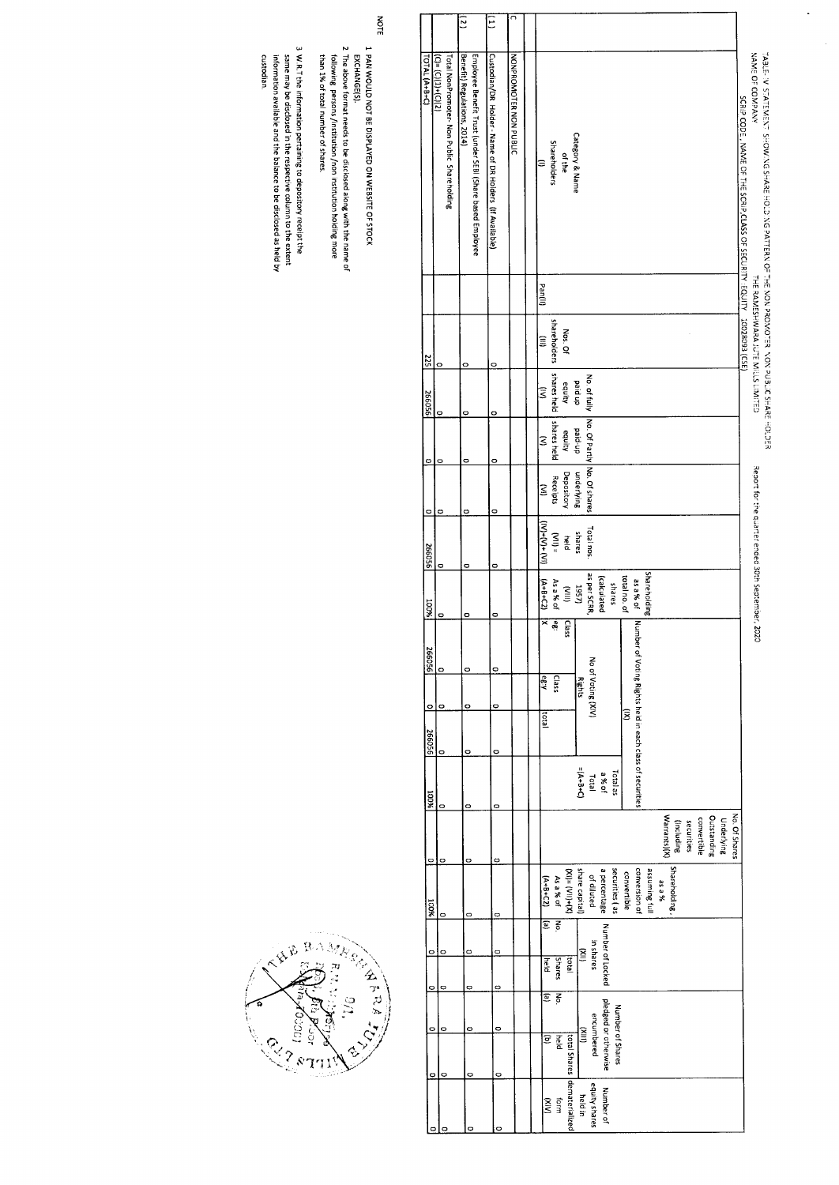TABLE - V STATEMENT SHOWING SHAREHOLDING PATTERN OF THE NON PROMOTER- NON PUBLIC SHAREHOLDER

NAME OF COMPANY THE RAMESHWARA JUTE MILLS LIMITED

SCRIP CODE, NAME OF THE SCRIP, CLASS OF SECURITY: EQUITY 10028093 (CSE)

Report for the quarter ended 30th September, 2020

| Category & Name of the Shareholders (I) | Pan(II) | Nos. Of shareholders (III) | No. of fully paid up equity shares held (IV) | No. Of Partly paid-up equity shares held (V) | No. Of shares underlying Depository Receipts (VI) | Total nos. shares held (VII) = (IV)+(V)+ (VI) | Shareholding as a % of total no. of shares (calculated as per SCRR, 1957) (VIII) As a % of (A+B+C2) | Number of Voting Rights held in each class of securities (IX) | | | | No. Of Shares Underlying Outstanding convertible securities (including Warrants)(X) | Shareholding, as a % assuming full conversion of convertible securities (as a percentage of diluted share capital) (XI)= (VII)+(X) As a % of (A+B+C2) | Number of Locked in shares (XII) | | Number of Shares pledged or otherwise encumbered (XIII) | | Number of equity shares held in dematerialized form (XIV) |
|---|---|---|---|---|---|---|---|---|---|---|---|---|---|---|---|---|---|---|
| | | | | | | | | No of Voting (XIV) Rights | | | Total as a % of Total =(A+B+C) | | | No. (a) | total Shares held (b) | No. (a) | total Shares held (b) | |
| | | | | | | | | Class eg: X | Class eg:Y | total | | | | | | | | |
| C NONPROMOTER NON PUBLIC | | | | | | | | | | | | | | | | | | |
| (1) Custodian/DR Holder - Name of DR Holders (If Available) | | 0 | 0 | 0 | 0 | 0 | 0 | 0 | 0 | 0 | 0 | 0 | 0 | 0 | 0 | 0 | 0 | 0 |
| (2) Employee Benefit Trust (under SEBI (Share based Employee Benefit) Regulations, 2014) | | 0 | 0 | 0 | 0 | 0 | 0 | 0 | 0 | 0 | 0 | 0 | 0 | 0 | 0 | 0 | 0 | 0 |
| Total NonPromoter- Non Public Shareholding (C)= (C)(1)+(C)(2) | | 0 | 0 | 0 | 0 | 0 | 0 | 0 | 0 | 0 | 0 | 0 | 0 | 0 | 0 | 0 | 0 | 0 |
| TOTAL (A+B+C) | | 225 | 266056 | 0 | 0 | 266056 | 100% | 266056 | 0 | 266056 | 100% | 0 | 100% | 0 | 0 | 0 | 0 | 0 |

NOTE

1. PAN WOULD NOT BE DISPLAYED ON WEBSITE OF STOCK EXCHANGE(S).
2. The above format needs to be disclosed along with the name of following persons/institution/non institution holding more than 1% of total number of shares.
3. W.R.T the information pertaining to depository receipt the same may be disclosed in the respective column to the extent information available and the balance to be disclosed as held by custodian.